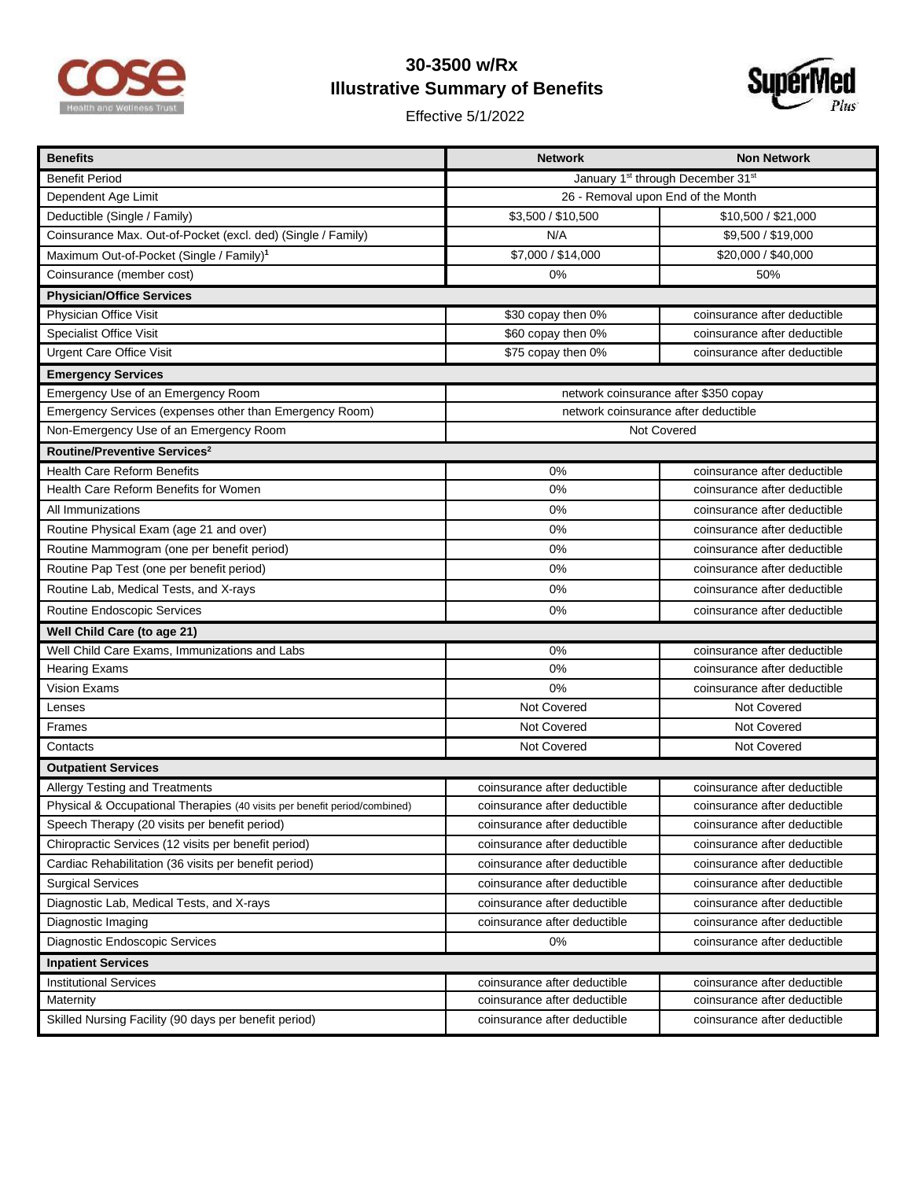# 30-3500 w/Rx

## Illustrative Summary of Benefits

Effective 5/1/2022

| Benefits | Network | Non Network |
|---|---|---|
| Benefit Period | January 1st through December 31st | |
| Dependent Age Limit | 26 - Removal upon End of the Month | |
| Deductible (Single / Family) | $3,500 / $10,500 | $10,500 / $21,000 |
| Coinsurance Max. Out-of-Pocket (excl. ded) (Single / Family) | N/A | $9,500 / $19,000 |
| Maximum Out-of-Pocket (Single / Family)[1] | $7,000 / $14,000 | $20,000 / $40,000 |
| Coinsurance (member cost) | 0% | 50% |
| **Physician/Office Services** | | |
| Physician Office Visit | $30 copay then 0% | coinsurance after deductible |
| Specialist Office Visit | $60 copay then 0% | coinsurance after deductible |
| Urgent Care Office Visit | $75 copay then 0% | coinsurance after deductible |
| **Emergency Services** | | |
| Emergency Use of an Emergency Room | network coinsurance after $350 copay | |
| Emergency Services (expenses other than Emergency Room) | network coinsurance after deductible | |
| Non-Emergency Use of an Emergency Room | Not Covered | |
| **Routine/Preventive Services[2]** | | |
| Health Care Reform Benefits | 0% | coinsurance after deductible |
| Health Care Reform Benefits for Women | 0% | coinsurance after deductible |
| All Immunizations | 0% | coinsurance after deductible |
| Routine Physical Exam (age 21 and over) | 0% | coinsurance after deductible |
| Routine Mammogram (one per benefit period) | 0% | coinsurance after deductible |
| Routine Pap Test (one per benefit period) | 0% | coinsurance after deductible |
| Routine Lab, Medical Tests, and X-rays | 0% | coinsurance after deductible |
| Routine Endoscopic Services | 0% | coinsurance after deductible |
| **Well Child Care (to age 21)** | | |
| Well Child Care Exams, Immunizations and Labs | 0% | coinsurance after deductible |
| Hearing Exams | 0% | coinsurance after deductible |
| Vision Exams | 0% | coinsurance after deductible |
| Lenses | Not Covered | Not Covered |
| Frames | Not Covered | Not Covered |
| Contacts | Not Covered | Not Covered |
| **Outpatient Services** | | |
| Allergy Testing and Treatments | coinsurance after deductible | coinsurance after deductible |
| Physical & Occupational Therapies (40 visits per benefit period/combined) | coinsurance after deductible | coinsurance after deductible |
| Speech Therapy (20 visits per benefit period) | coinsurance after deductible | coinsurance after deductible |
| Chiropractic Services (12 visits per benefit period) | coinsurance after deductible | coinsurance after deductible |
| Cardiac Rehabilitation (36 visits per benefit period) | coinsurance after deductible | coinsurance after deductible |
| Surgical Services | coinsurance after deductible | coinsurance after deductible |
| Diagnostic Lab, Medical Tests, and X-rays | coinsurance after deductible | coinsurance after deductible |
| Diagnostic Imaging | coinsurance after deductible | coinsurance after deductible |
| Diagnostic Endoscopic Services | 0% | coinsurance after deductible |
| **Inpatient Services** | | |
| Institutional Services | coinsurance after deductible | coinsurance after deductible |
| Maternity | coinsurance after deductible | coinsurance after deductible |
| Skilled Nursing Facility (90 days per benefit period) | coinsurance after deductible | coinsurance after deductible |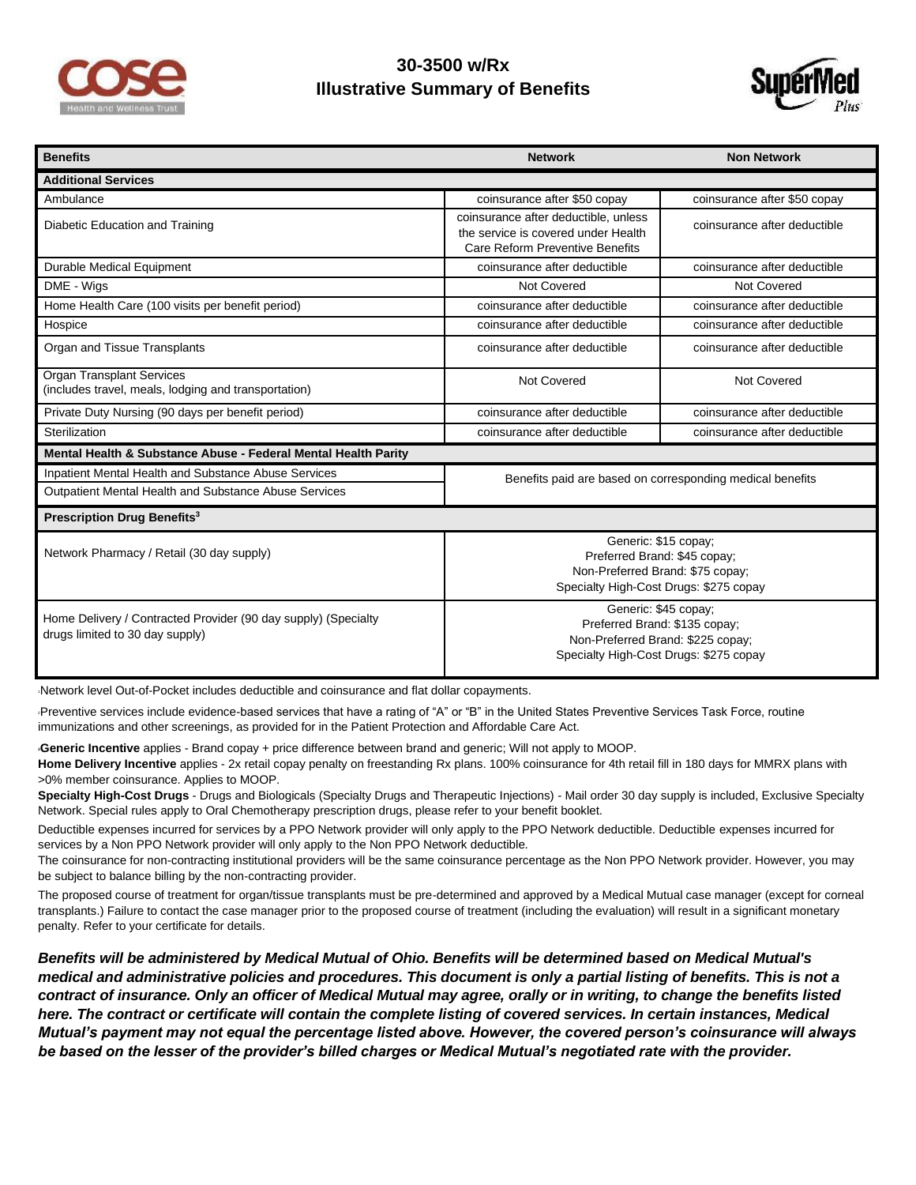# 30-3500 w/Rx
# Illustrative Summary of Benefits

| Benefits | Network | Non Network |
|---|---|---|
| **Additional Services** | | |
| Ambulance | coinsurance after $50 copay | coinsurance after $50 copay |
| Diabetic Education and Training | coinsurance after deductible, unless the service is covered under Health Care Reform Preventive Benefits | coinsurance after deductible |
| Durable Medical Equipment | coinsurance after deductible | coinsurance after deductible |
| DME - Wigs | Not Covered | Not Covered |
| Home Health Care (100 visits per benefit period) | coinsurance after deductible | coinsurance after deductible |
| Hospice | coinsurance after deductible | coinsurance after deductible |
| Organ and Tissue Transplants | coinsurance after deductible | coinsurance after deductible |
| Organ Transplant Services (includes travel, meals, lodging and transportation) | Not Covered | Not Covered |
| Private Duty Nursing (90 days per benefit period) | coinsurance after deductible | coinsurance after deductible |
| Sterilization | coinsurance after deductible | coinsurance after deductible |
| **Mental Health & Substance Abuse - Federal Mental Health Parity** | | |
| Inpatient Mental Health and Substance Abuse Services | Benefits paid are based on corresponding medical benefits | |
| Outpatient Mental Health and Substance Abuse Services | | |
| **Prescription Drug Benefits[3]** | | |
| Network Pharmacy / Retail (30 day supply) | Generic: $15 copay; Preferred Brand: $45 copay; Non-Preferred Brand: $75 copay; Specialty High-Cost Drugs: $275 copay | |
| Home Delivery / Contracted Provider (90 day supply) (Specialty drugs limited to 30 day supply) | Generic: $45 copay; Preferred Brand: $135 copay; Non-Preferred Brand: $225 copay; Specialty High-Cost Drugs: $275 copay | |

[1]Network level Out-of-Pocket includes deductible and coinsurance and flat dollar copayments.

[2]Preventive services include evidence-based services that have a rating of "A" or "B" in the United States Preventive Services Task Force, routine immunizations and other screenings, as provided for in the Patient Protection and Affordable Care Act.

[3]**Generic Incentive** applies - Brand copay + price difference between brand and generic; Will not apply to MOOP.
**Home Delivery Incentive** applies - 2x retail copay penalty on freestanding Rx plans. 100% coinsurance for 4th retail fill in 180 days for MMRX plans with >0% member coinsurance. Applies to MOOP.
**Specialty High-Cost Drugs** - Drugs and Biologicals (Specialty Drugs and Therapeutic Injections) - Mail order 30 day supply is included, Exclusive Specialty Network. Special rules apply to Oral Chemotherapy prescription drugs, please refer to your benefit booklet.

Deductible expenses incurred for services by a PPO Network provider will only apply to the PPO Network deductible. Deductible expenses incurred for services by a Non PPO Network provider will only apply to the Non PPO Network deductible.
The coinsurance for non-contracting institutional providers will be the same coinsurance percentage as the Non PPO Network provider. However, you may be subject to balance billing by the non-contracting provider.

The proposed course of treatment for organ/tissue transplants must be pre-determined and approved by a Medical Mutual case manager (except for corneal transplants.) Failure to contact the case manager prior to the proposed course of treatment (including the evaluation) will result in a significant monetary penalty. Refer to your certificate for details.

***Benefits will be administered by Medical Mutual of Ohio. Benefits will be determined based on Medical Mutual's medical and administrative policies and procedures. This document is only a partial listing of benefits. This is not a contract of insurance. Only an officer of Medical Mutual may agree, orally or in writing, to change the benefits listed here. The contract or certificate will contain the complete listing of covered services. In certain instances, Medical Mutual's payment may not equal the percentage listed above. However, the covered person's coinsurance will always be based on the lesser of the provider's billed charges or Medical Mutual's negotiated rate with the provider.***